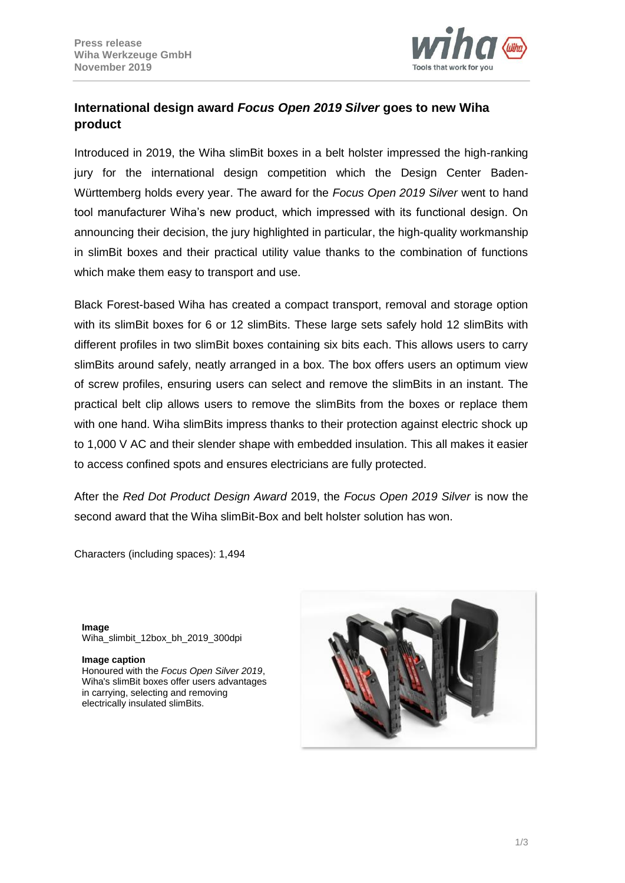**Press release**
**Wiha Werkzeuge GmbH**
**November 2019**

## International design award *Focus Open 2019 Silver* goes to new Wiha product

Introduced in 2019, the Wiha slimBit boxes in a belt holster impressed the high-ranking jury for the international design competition which the Design Center Baden-Württemberg holds every year. The award for the *Focus Open 2019 Silver* went to hand tool manufacturer Wiha's new product, which impressed with its functional design. On announcing their decision, the jury highlighted in particular, the high-quality workmanship in slimBit boxes and their practical utility value thanks to the combination of functions which make them easy to transport and use.

Black Forest-based Wiha has created a compact transport, removal and storage option with its slimBit boxes for 6 or 12 slimBits. These large sets safely hold 12 slimBits with different profiles in two slimBit boxes containing six bits each. This allows users to carry slimBits around safely, neatly arranged in a box. The box offers users an optimum view of screw profiles, ensuring users can select and remove the slimBits in an instant. The practical belt clip allows users to remove the slimBits from the boxes or replace them with one hand. Wiha slimBits impress thanks to their protection against electric shock up to 1,000 V AC and their slender shape with embedded insulation. This all makes it easier to access confined spots and ensures electricians are fully protected.

After the *Red Dot Product Design Award* 2019, the *Focus Open 2019 Silver* is now the second award that the Wiha slimBit-Box and belt holster solution has won.

Characters (including spaces): 1,494

**Image**
Wiha_slimbit_12box_bh_2019_300dpi

**Image caption**
Honoured with the *Focus Open Silver 2019*, Wiha's slimBit boxes offer users advantages in carrying, selecting and removing electrically insulated slimBits.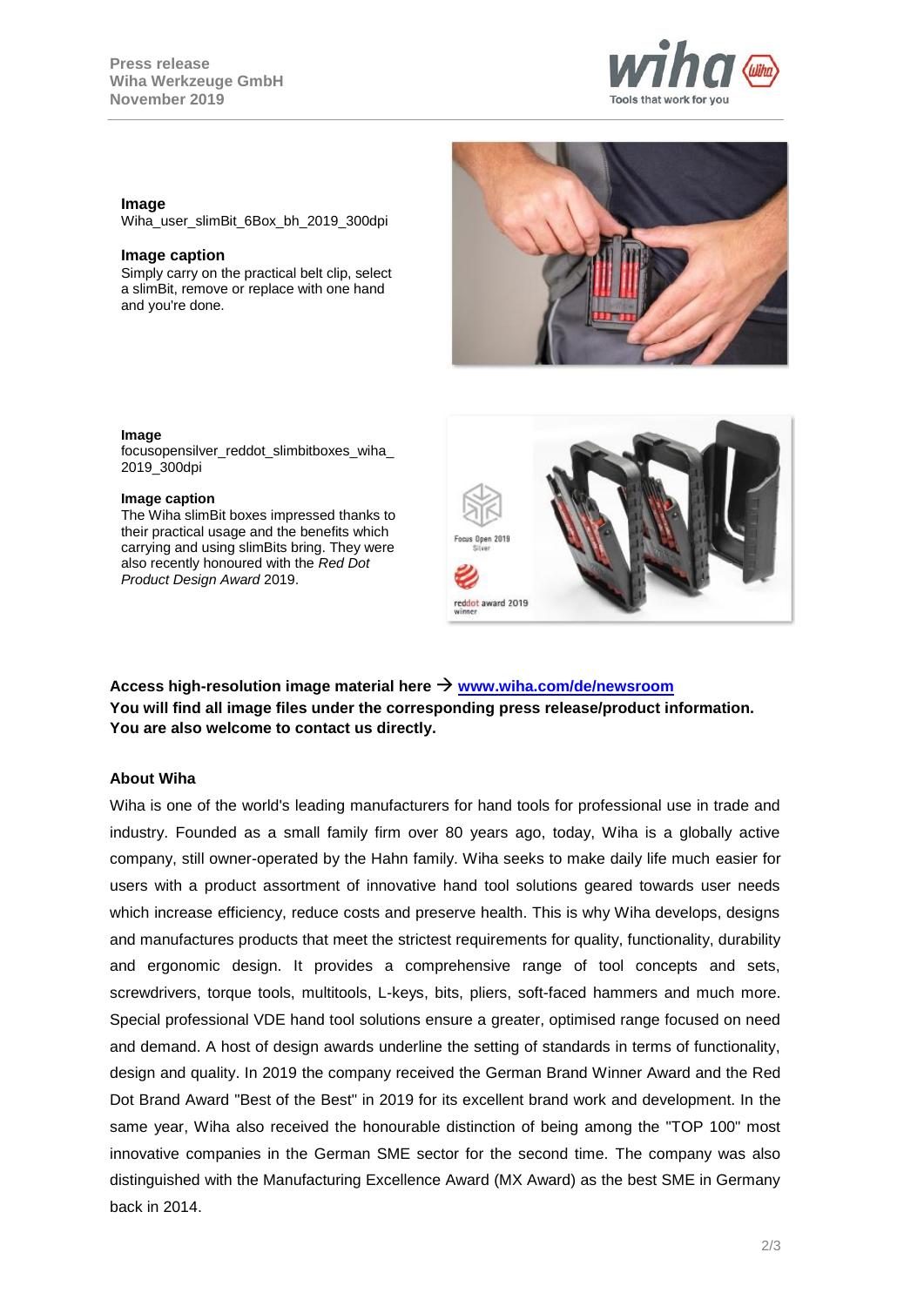**Image**
Wiha_user_slimBit_6Box_bh_2019_300dpi

**Image caption**
Simply carry on the practical belt clip, select a slimBit, remove or replace with one hand and you're done.

**Image**
focusopensilver_reddot_slimbitboxes_wiha_2019_300dpi

**Image caption**
The Wiha slimBit boxes impressed thanks to their practical usage and the benefits which carrying and using slimBits bring. They were also recently honoured with the *Red Dot Product Design Award* 2019.

**Access high-resolution image material here → [www.wiha.com/de/newsroom](www.wiha.com/de/newsroom)**
**You will find all image files under the corresponding press release/product information. You are also welcome to contact us directly.**

**About Wiha**

Wiha is one of the world's leading manufacturers for hand tools for professional use in trade and industry. Founded as a small family firm over 80 years ago, today, Wiha is a globally active company, still owner-operated by the Hahn family. Wiha seeks to make daily life much easier for users with a product assortment of innovative hand tool solutions geared towards user needs which increase efficiency, reduce costs and preserve health. This is why Wiha develops, designs and manufactures products that meet the strictest requirements for quality, functionality, durability and ergonomic design. It provides a comprehensive range of tool concepts and sets, screwdrivers, torque tools, multitools, L-keys, bits, pliers, soft-faced hammers and much more. Special professional VDE hand tool solutions ensure a greater, optimised range focused on need and demand. A host of design awards underline the setting of standards in terms of functionality, design and quality. In 2019 the company received the German Brand Winner Award and the Red Dot Brand Award "Best of the Best" in 2019 for its excellent brand work and development. In the same year, Wiha also received the honourable distinction of being among the "TOP 100" most innovative companies in the German SME sector for the second time. The company was also distinguished with the Manufacturing Excellence Award (MX Award) as the best SME in Germany back in 2014.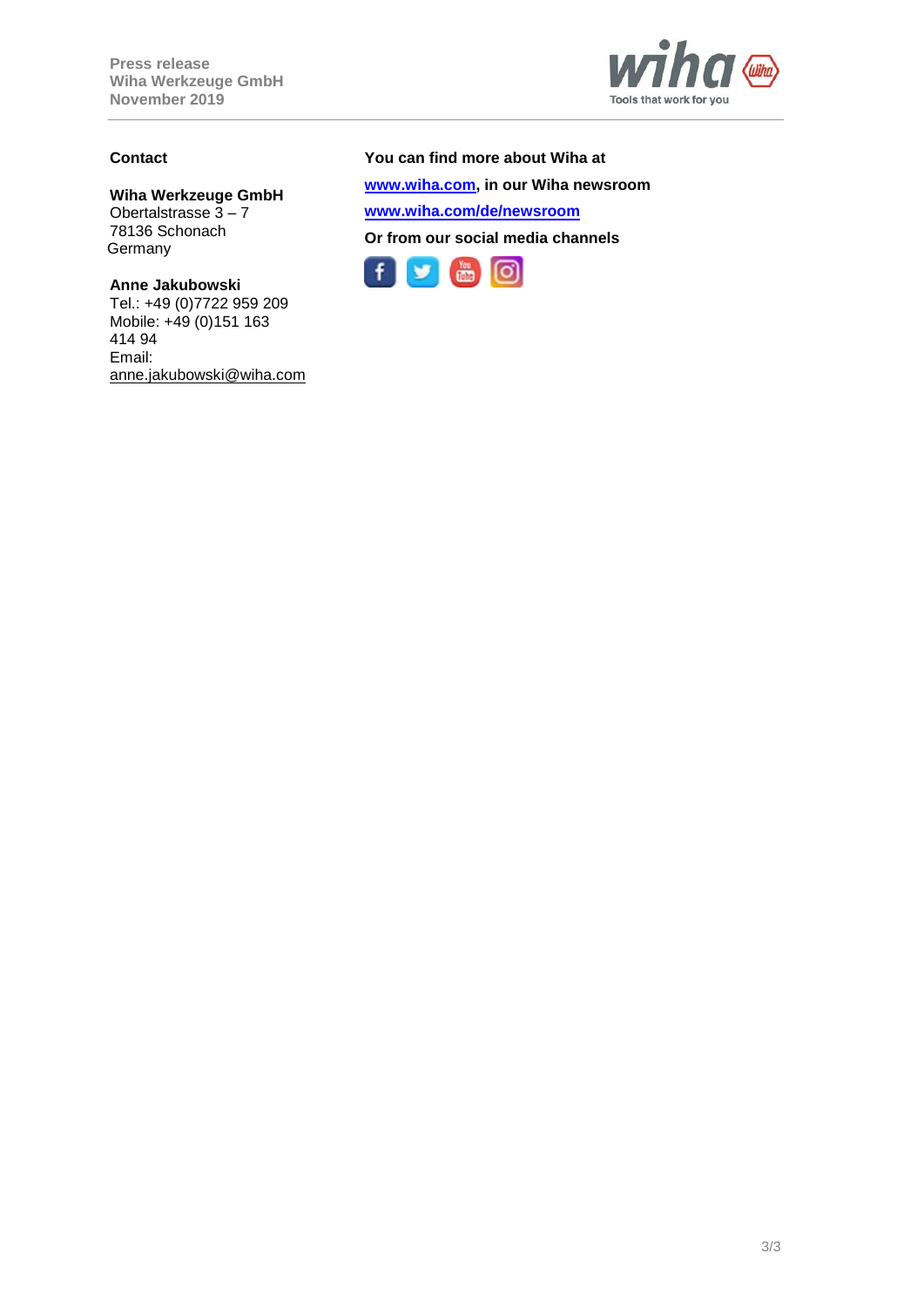**Contact**

**Wiha Werkzeuge GmbH**
Obertalstrasse 3 – 7
78136 Schonach
Germany

**Anne Jakubowski**
Tel.: +49 (0)7722 959 209
Mobile: +49 (0)151 163 414 94
Email:
anne.jakubowski@wiha.com

**You can find more about Wiha at**

**www.wiha.com, in our Wiha newsroom**

**www.wiha.com/de/newsroom**

**Or from our social media channels**